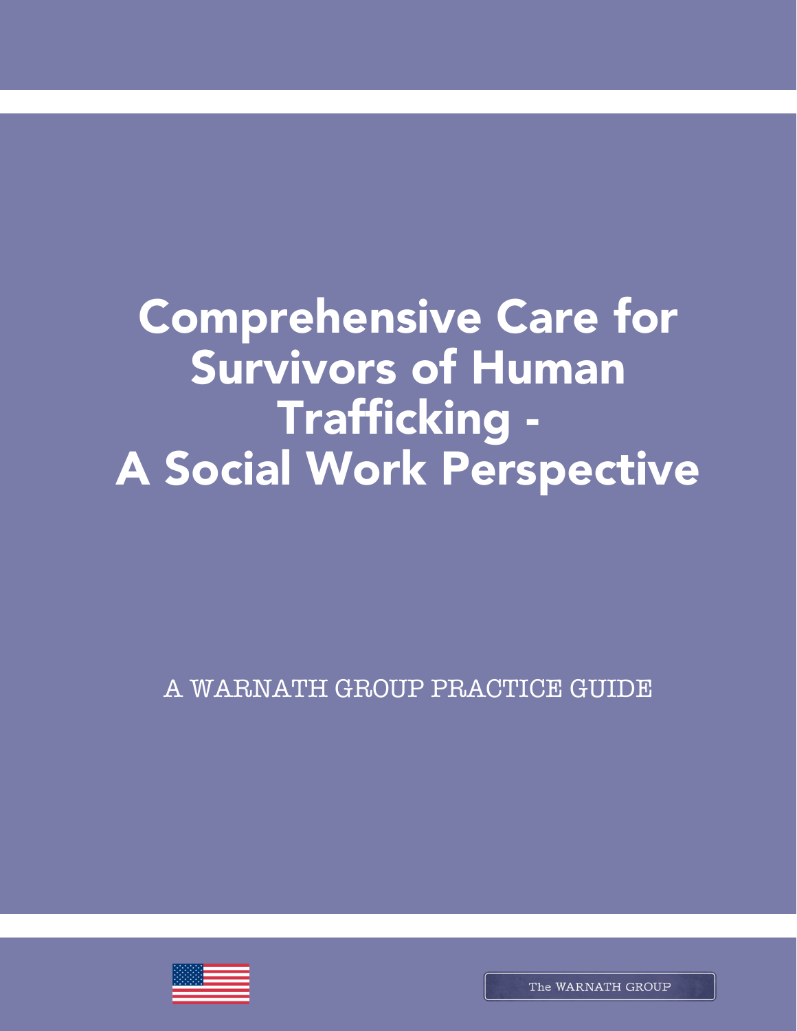# Comprehensive Care for Survivors of Human Trafficking - A Social Work Perspective

A WARNATH GROUP PRACTICE GUIDE

The WARNATH GROUP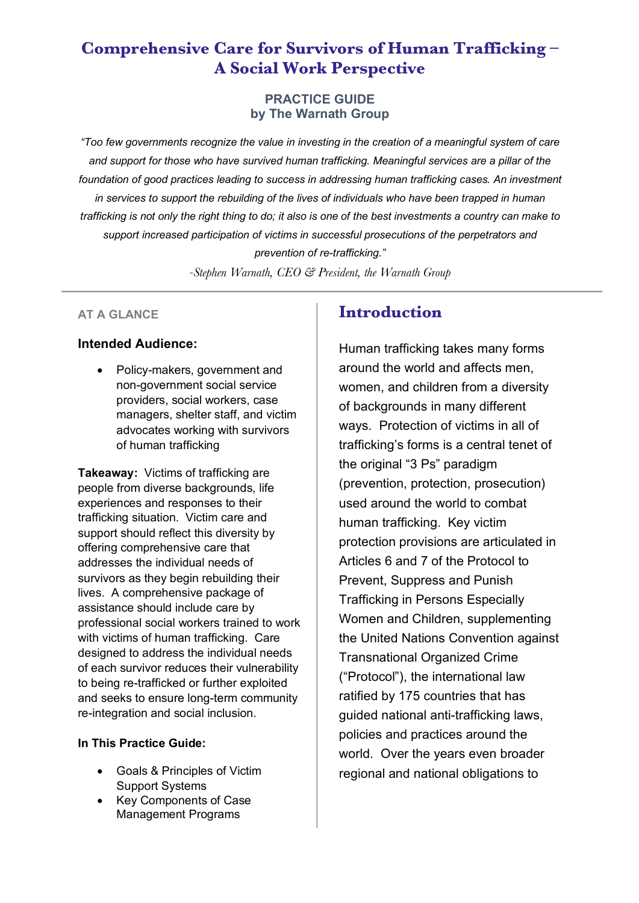# Comprehensive Care for Survivors of Human Trafficking – A Social Work Perspective

**PRACTICE GUIDE**
**by The Warnath Group**

*"Too few governments recognize the value in investing in the creation of a meaningful system of care and support for those who have survived human trafficking. Meaningful services are a pillar of the foundation of good practices leading to success in addressing human trafficking cases. An investment in services to support the rebuilding of the lives of individuals who have been trapped in human trafficking is not only the right thing to do; it also is one of the best investments a country can make to support increased participation of victims in successful prosecutions of the perpetrators and prevention of re-trafficking."*

*-Stephen Warnath, CEO & President, the Warnath Group*

---

### AT A GLANCE

**Intended Audience:**

- Policy-makers, government and non-government social service providers, social workers, case managers, shelter staff, and victim advocates working with survivors of human trafficking

**Takeaway:** Victims of trafficking are people from diverse backgrounds, life experiences and responses to their trafficking situation. Victim care and support should reflect this diversity by offering comprehensive care that addresses the individual needs of survivors as they begin rebuilding their lives. A comprehensive package of assistance should include care by professional social workers trained to work with victims of human trafficking. Care designed to address the individual needs of each survivor reduces their vulnerability to being re-trafficked or further exploited and seeks to ensure long-term community re-integration and social inclusion.

**In This Practice Guide:**

- Goals & Principles of Victim Support Systems
- Key Components of Case Management Programs

## Introduction

Human trafficking takes many forms around the world and affects men, women, and children from a diversity of backgrounds in many different ways. Protection of victims in all of trafficking's forms is a central tenet of the original "3 Ps" paradigm (prevention, protection, prosecution) used around the world to combat human trafficking. Key victim protection provisions are articulated in Articles 6 and 7 of the Protocol to Prevent, Suppress and Punish Trafficking in Persons Especially Women and Children, supplementing the United Nations Convention against Transnational Organized Crime ("Protocol"), the international law ratified by 175 countries that has guided national anti-trafficking laws, policies and practices around the world. Over the years even broader regional and national obligations to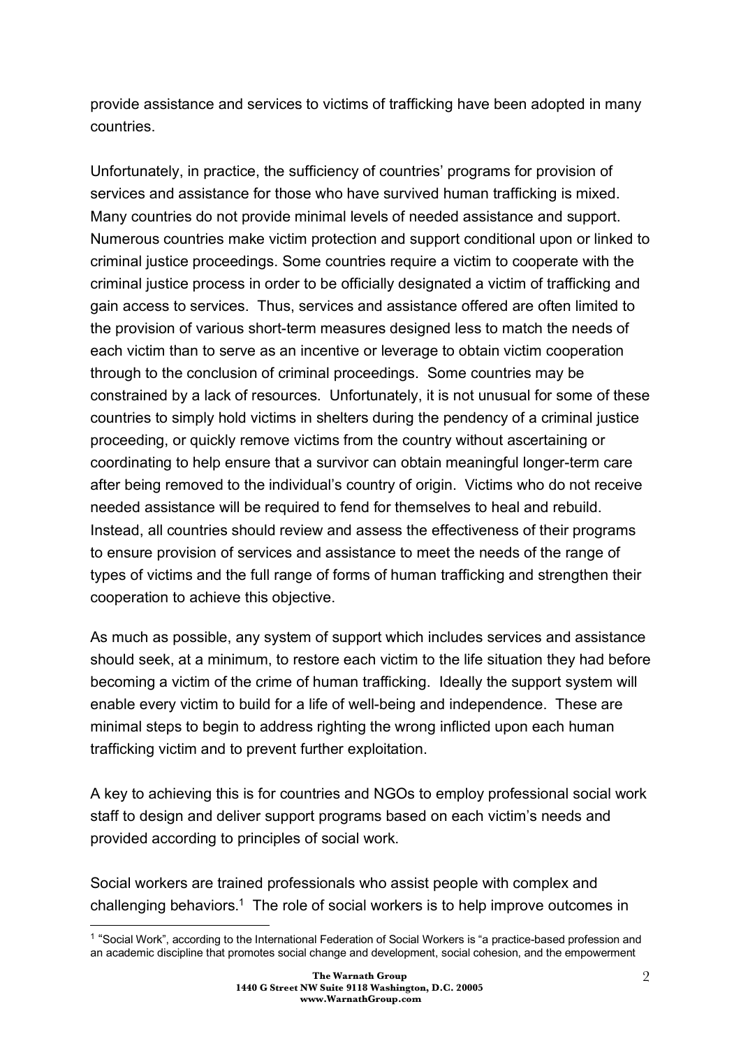provide assistance and services to victims of trafficking have been adopted in many countries.

Unfortunately, in practice, the sufficiency of countries' programs for provision of services and assistance for those who have survived human trafficking is mixed. Many countries do not provide minimal levels of needed assistance and support. Numerous countries make victim protection and support conditional upon or linked to criminal justice proceedings. Some countries require a victim to cooperate with the criminal justice process in order to be officially designated a victim of trafficking and gain access to services. Thus, services and assistance offered are often limited to the provision of various short-term measures designed less to match the needs of each victim than to serve as an incentive or leverage to obtain victim cooperation through to the conclusion of criminal proceedings. Some countries may be constrained by a lack of resources. Unfortunately, it is not unusual for some of these countries to simply hold victims in shelters during the pendency of a criminal justice proceeding, or quickly remove victims from the country without ascertaining or coordinating to help ensure that a survivor can obtain meaningful longer-term care after being removed to the individual's country of origin. Victims who do not receive needed assistance will be required to fend for themselves to heal and rebuild. Instead, all countries should review and assess the effectiveness of their programs to ensure provision of services and assistance to meet the needs of the range of types of victims and the full range of forms of human trafficking and strengthen their cooperation to achieve this objective.

As much as possible, any system of support which includes services and assistance should seek, at a minimum, to restore each victim to the life situation they had before becoming a victim of the crime of human trafficking. Ideally the support system will enable every victim to build for a life of well-being and independence. These are minimal steps to begin to address righting the wrong inflicted upon each human trafficking victim and to prevent further exploitation.

A key to achieving this is for countries and NGOs to employ professional social work staff to design and deliver support programs based on each victim's needs and provided according to principles of social work.

Social workers are trained professionals who assist people with complex and challenging behaviors.[1] The role of social workers is to help improve outcomes in

[1] "Social Work", according to the International Federation of Social Workers is "a practice-based profession and an academic discipline that promotes social change and development, social cohesion, and the empowerment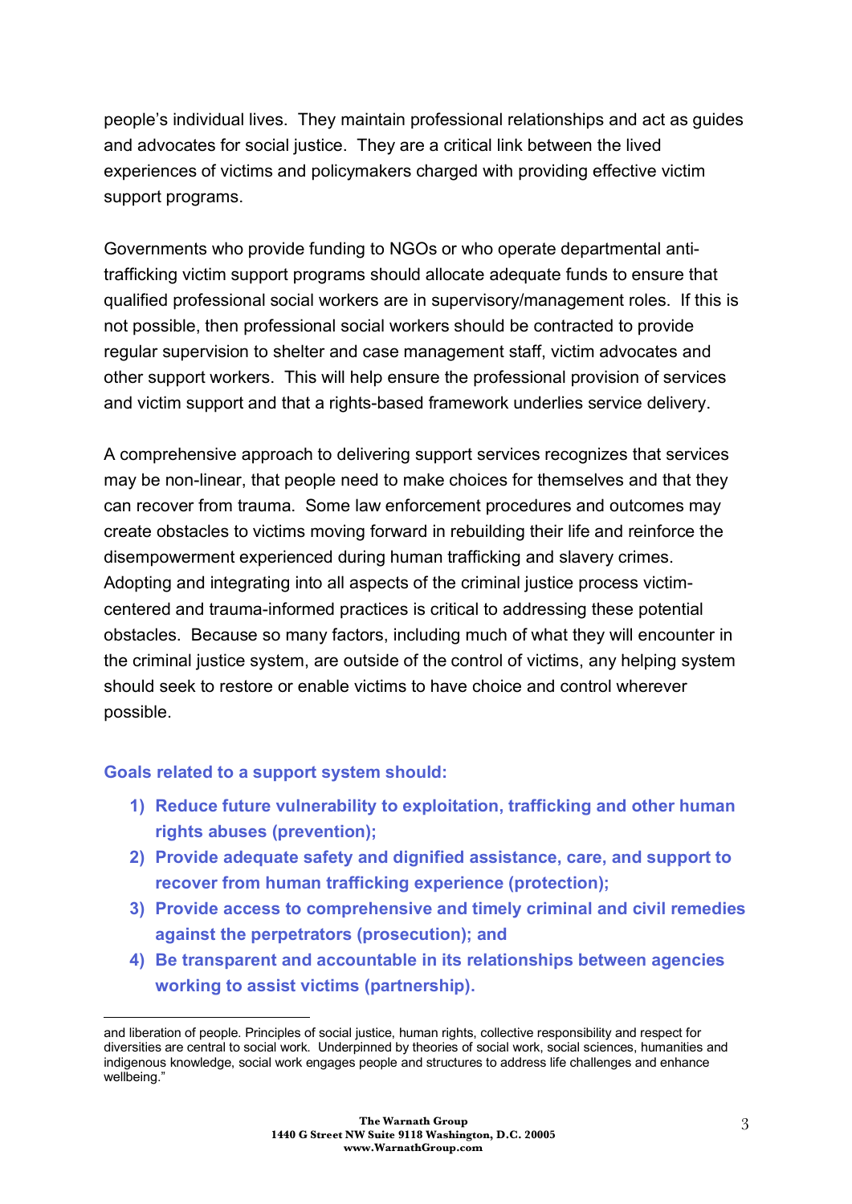people's individual lives. They maintain professional relationships and act as guides and advocates for social justice. They are a critical link between the lived experiences of victims and policymakers charged with providing effective victim support programs.

Governments who provide funding to NGOs or who operate departmental anti-trafficking victim support programs should allocate adequate funds to ensure that qualified professional social workers are in supervisory/management roles. If this is not possible, then professional social workers should be contracted to provide regular supervision to shelter and case management staff, victim advocates and other support workers. This will help ensure the professional provision of services and victim support and that a rights-based framework underlies service delivery.

A comprehensive approach to delivering support services recognizes that services may be non-linear, that people need to make choices for themselves and that they can recover from trauma. Some law enforcement procedures and outcomes may create obstacles to victims moving forward in rebuilding their life and reinforce the disempowerment experienced during human trafficking and slavery crimes. Adopting and integrating into all aspects of the criminal justice process victim-centered and trauma-informed practices is critical to addressing these potential obstacles. Because so many factors, including much of what they will encounter in the criminal justice system, are outside of the control of victims, any helping system should seek to restore or enable victims to have choice and control wherever possible.

**Goals related to a support system should:**

1) **Reduce future vulnerability to exploitation, trafficking and other human rights abuses (prevention);**
2) **Provide adequate safety and dignified assistance, care, and support to recover from human trafficking experience (protection);**
3) **Provide access to comprehensive and timely criminal and civil remedies against the perpetrators (prosecution); and**
4) **Be transparent and accountable in its relationships between agencies working to assist victims (partnership).**

---

and liberation of people. Principles of social justice, human rights, collective responsibility and respect for diversities are central to social work. Underpinned by theories of social work, social sciences, humanities and indigenous knowledge, social work engages people and structures to address life challenges and enhance wellbeing."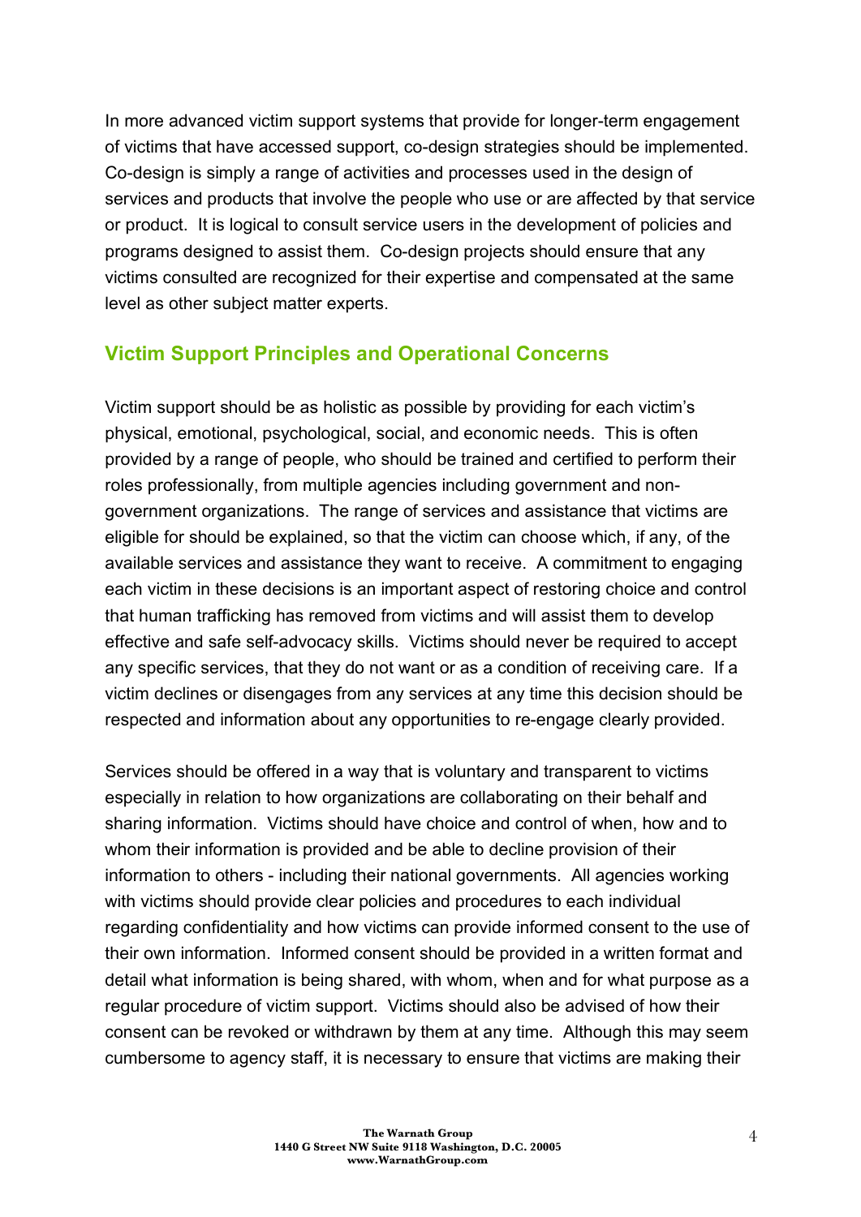In more advanced victim support systems that provide for longer-term engagement of victims that have accessed support, co-design strategies should be implemented. Co-design is simply a range of activities and processes used in the design of services and products that involve the people who use or are affected by that service or product. It is logical to consult service users in the development of policies and programs designed to assist them. Co-design projects should ensure that any victims consulted are recognized for their expertise and compensated at the same level as other subject matter experts.

## Victim Support Principles and Operational Concerns

Victim support should be as holistic as possible by providing for each victim's physical, emotional, psychological, social, and economic needs. This is often provided by a range of people, who should be trained and certified to perform their roles professionally, from multiple agencies including government and non-government organizations. The range of services and assistance that victims are eligible for should be explained, so that the victim can choose which, if any, of the available services and assistance they want to receive. A commitment to engaging each victim in these decisions is an important aspect of restoring choice and control that human trafficking has removed from victims and will assist them to develop effective and safe self-advocacy skills. Victims should never be required to accept any specific services, that they do not want or as a condition of receiving care. If a victim declines or disengages from any services at any time this decision should be respected and information about any opportunities to re-engage clearly provided.

Services should be offered in a way that is voluntary and transparent to victims especially in relation to how organizations are collaborating on their behalf and sharing information. Victims should have choice and control of when, how and to whom their information is provided and be able to decline provision of their information to others - including their national governments. All agencies working with victims should provide clear policies and procedures to each individual regarding confidentiality and how victims can provide informed consent to the use of their own information. Informed consent should be provided in a written format and detail what information is being shared, with whom, when and for what purpose as a regular procedure of victim support. Victims should also be advised of how their consent can be revoked or withdrawn by them at any time. Although this may seem cumbersome to agency staff, it is necessary to ensure that victims are making their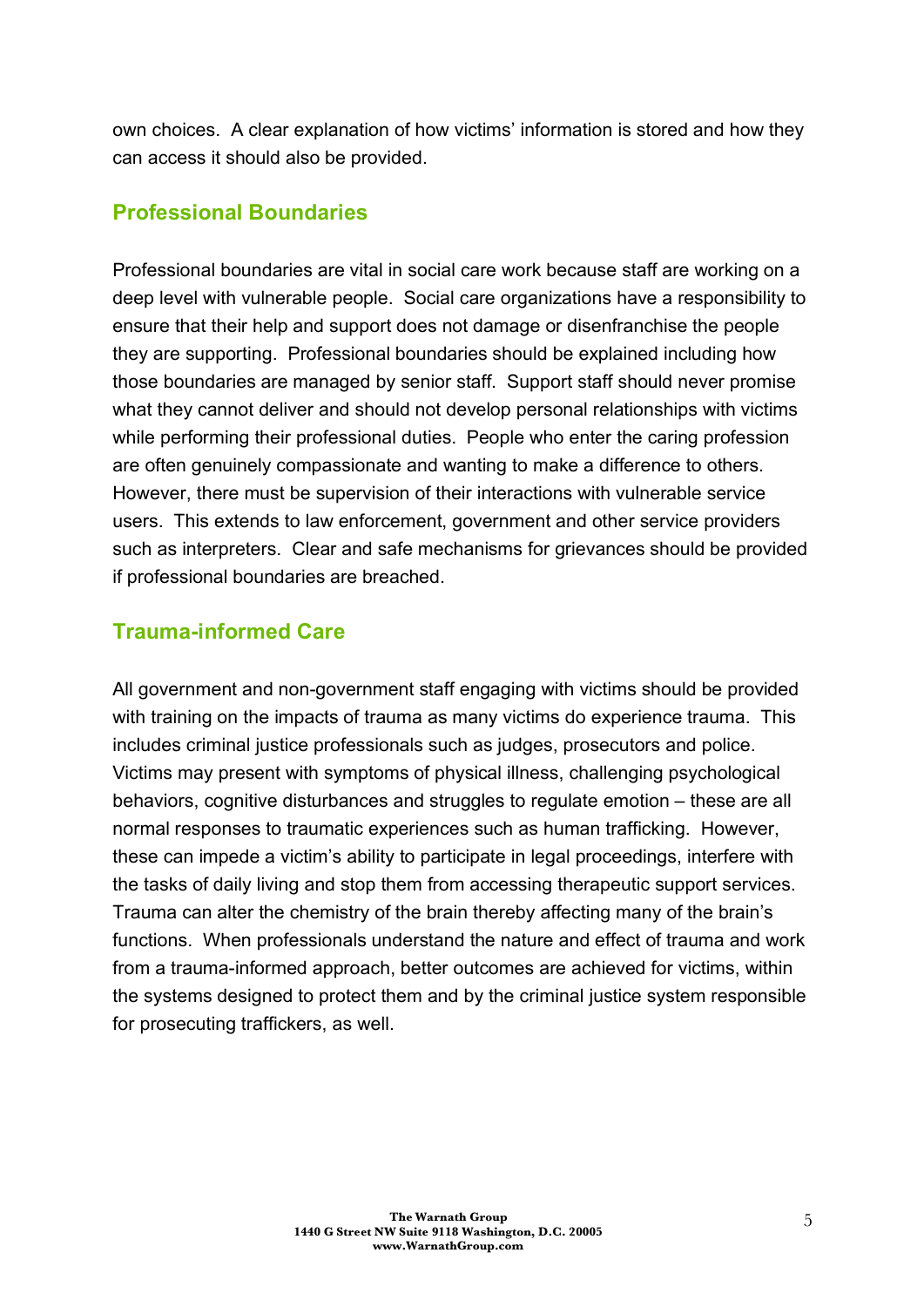own choices. A clear explanation of how victims' information is stored and how they can access it should also be provided.

## Professional Boundaries

Professional boundaries are vital in social care work because staff are working on a deep level with vulnerable people. Social care organizations have a responsibility to ensure that their help and support does not damage or disenfranchise the people they are supporting. Professional boundaries should be explained including how those boundaries are managed by senior staff. Support staff should never promise what they cannot deliver and should not develop personal relationships with victims while performing their professional duties. People who enter the caring profession are often genuinely compassionate and wanting to make a difference to others. However, there must be supervision of their interactions with vulnerable service users. This extends to law enforcement, government and other service providers such as interpreters. Clear and safe mechanisms for grievances should be provided if professional boundaries are breached.

## Trauma-informed Care

All government and non-government staff engaging with victims should be provided with training on the impacts of trauma as many victims do experience trauma. This includes criminal justice professionals such as judges, prosecutors and police. Victims may present with symptoms of physical illness, challenging psychological behaviors, cognitive disturbances and struggles to regulate emotion – these are all normal responses to traumatic experiences such as human trafficking. However, these can impede a victim's ability to participate in legal proceedings, interfere with the tasks of daily living and stop them from accessing therapeutic support services. Trauma can alter the chemistry of the brain thereby affecting many of the brain's functions. When professionals understand the nature and effect of trauma and work from a trauma-informed approach, better outcomes are achieved for victims, within the systems designed to protect them and by the criminal justice system responsible for prosecuting traffickers, as well.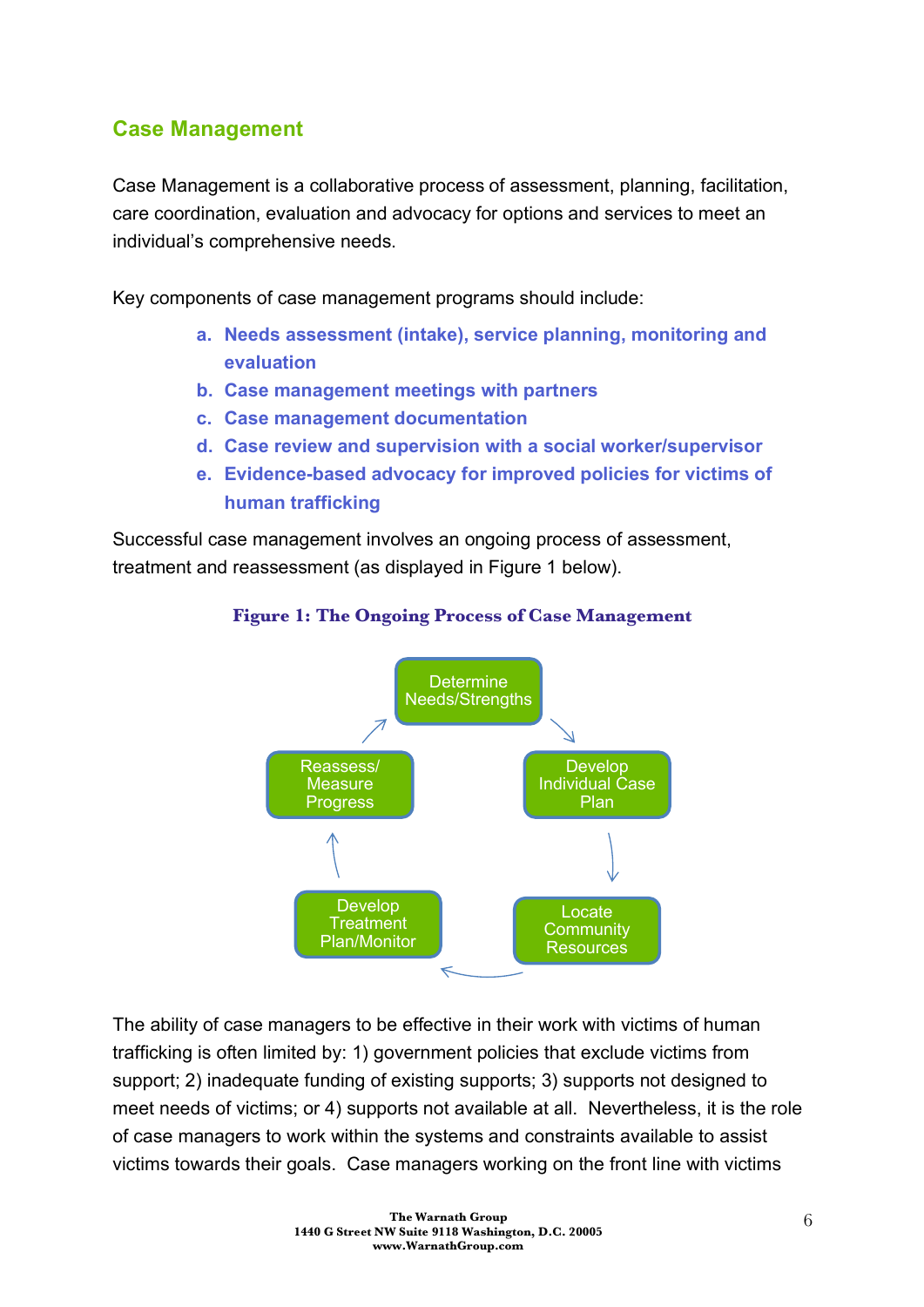## Case Management

Case Management is a collaborative process of assessment, planning, facilitation, care coordination, evaluation and advocacy for options and services to meet an individual's comprehensive needs.

Key components of case management programs should include:

a. **Needs assessment (intake), service planning, monitoring and evaluation**
b. **Case management meetings with partners**
c. **Case management documentation**
d. **Case review and supervision with a social worker/supervisor**
e. **Evidence-based advocacy for improved policies for victims of human trafficking**

Successful case management involves an ongoing process of assessment, treatment and reassessment (as displayed in Figure 1 below).

**Figure 1: The Ongoing Process of Case Management**

Determine Needs/Strengths → Develop Individual Case Plan → Locate Community Resources → Develop Treatment Plan/Monitor → Reassess/ Measure Progress → Determine Needs/Strengths

The ability of case managers to be effective in their work with victims of human trafficking is often limited by: 1) government policies that exclude victims from support; 2) inadequate funding of existing supports; 3) supports not designed to meet needs of victims; or 4) supports not available at all. Nevertheless, it is the role of case managers to work within the systems and constraints available to assist victims towards their goals. Case managers working on the front line with victims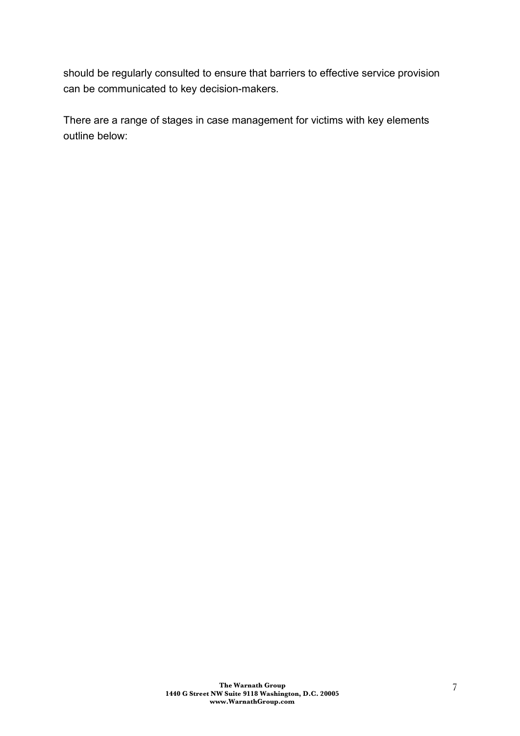should be regularly consulted to ensure that barriers to effective service provision can be communicated to key decision-makers.

There are a range of stages in case management for victims with key elements outline below: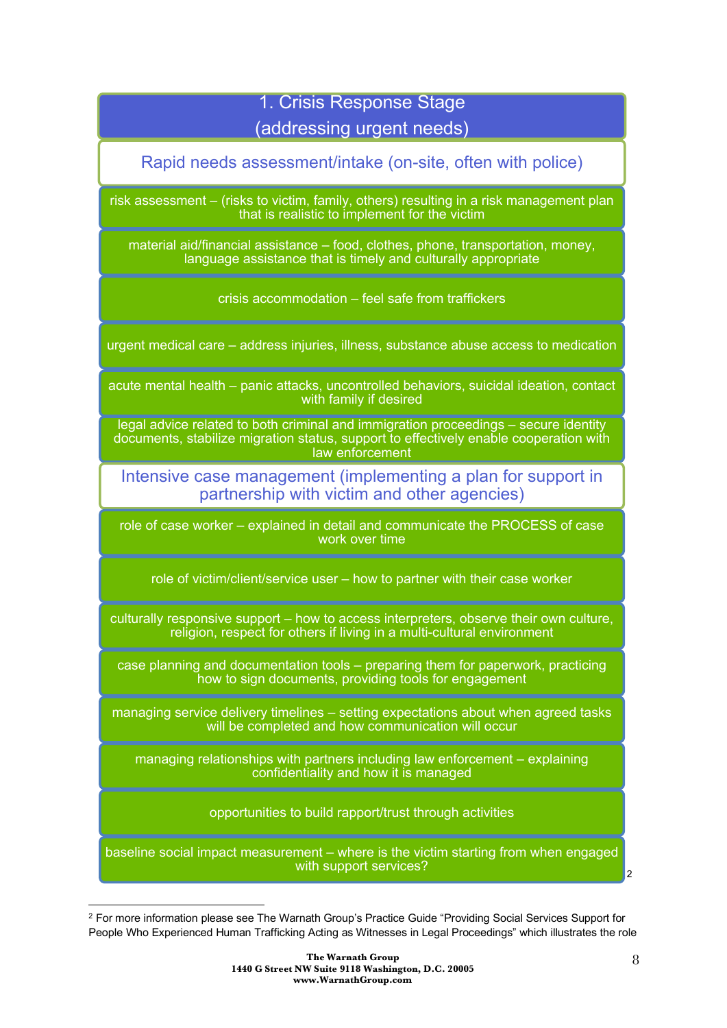## 1. Crisis Response Stage (addressing urgent needs)

### Rapid needs assessment/intake (on-site, often with police)

- risk assessment – (risks to victim, family, others) resulting in a risk management plan that is realistic to implement for the victim
- material aid/financial assistance – food, clothes, phone, transportation, money, language assistance that is timely and culturally appropriate
- crisis accommodation – feel safe from traffickers
- urgent medical care – address injuries, illness, substance abuse access to medication
- acute mental health – panic attacks, uncontrolled behaviors, suicidal ideation, contact with family if desired
- legal advice related to both criminal and immigration proceedings – secure identity documents, stabilize migration status, support to effectively enable cooperation with law enforcement

### Intensive case management (implementing a plan for support in partnership with victim and other agencies)

- role of case worker – explained in detail and communicate the PROCESS of case work over time
- role of victim/client/service user – how to partner with their case worker
- culturally responsive support – how to access interpreters, observe their own culture, religion, respect for others if living in a multi-cultural environment
- case planning and documentation tools – preparing them for paperwork, practicing how to sign documents, providing tools for engagement
- managing service delivery timelines – setting expectations about when agreed tasks will be completed and how communication will occur
- managing relationships with partners including law enforcement – explaining confidentiality and how it is managed
- opportunities to build rapport/trust through activities
- baseline social impact measurement – where is the victim starting from when engaged with support services?[2]

---

[2] For more information please see The Warnath Group's Practice Guide "Providing Social Services Support for People Who Experienced Human Trafficking Acting as Witnesses in Legal Proceedings" which illustrates the role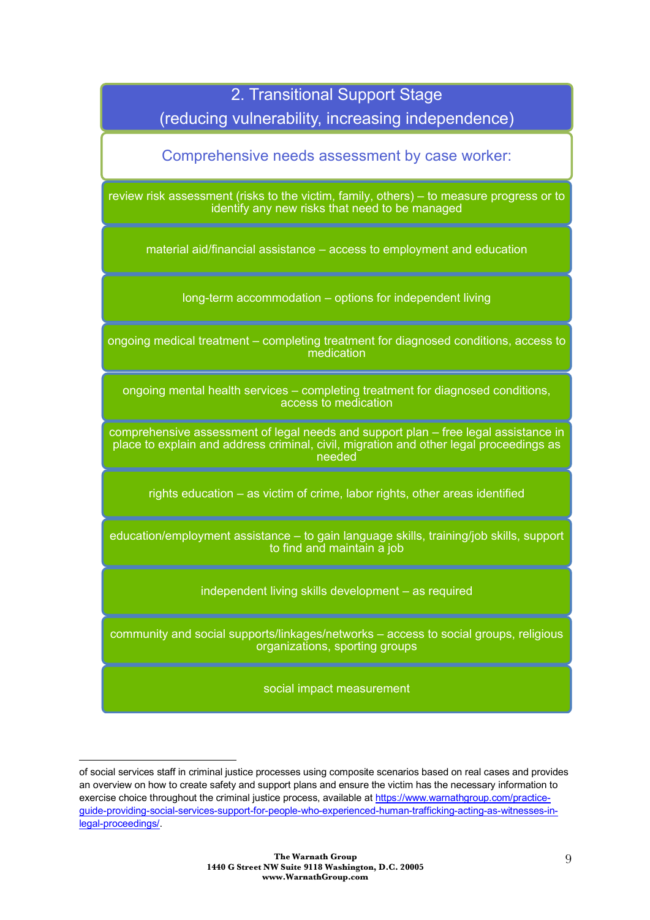## 2. Transitional Support Stage
## (reducing vulnerability, increasing independence)

**Comprehensive needs assessment by case worker:**

- review risk assessment (risks to the victim, family, others) – to measure progress or to identify any new risks that need to be managed
- material aid/financial assistance – access to employment and education
- long-term accommodation – options for independent living
- ongoing medical treatment – completing treatment for diagnosed conditions, access to medication
- ongoing mental health services – completing treatment for diagnosed conditions, access to medication
- comprehensive assessment of legal needs and support plan – free legal assistance in place to explain and address criminal, civil, migration and other legal proceedings as needed
- rights education – as victim of crime, labor rights, other areas identified
- education/employment assistance – to gain language skills, training/job skills, support to find and maintain a job
- independent living skills development – as required
- community and social supports/linkages/networks – access to social groups, religious organizations, sporting groups
- social impact measurement

---

of social services staff in criminal justice processes using composite scenarios based on real cases and provides an overview on how to create safety and support plans and ensure the victim has the necessary information to exercise choice throughout the criminal justice process, available at https://www.warnathgroup.com/practice-guide-providing-social-services-support-for-people-who-experienced-human-trafficking-acting-as-witnesses-in-legal-proceedings/.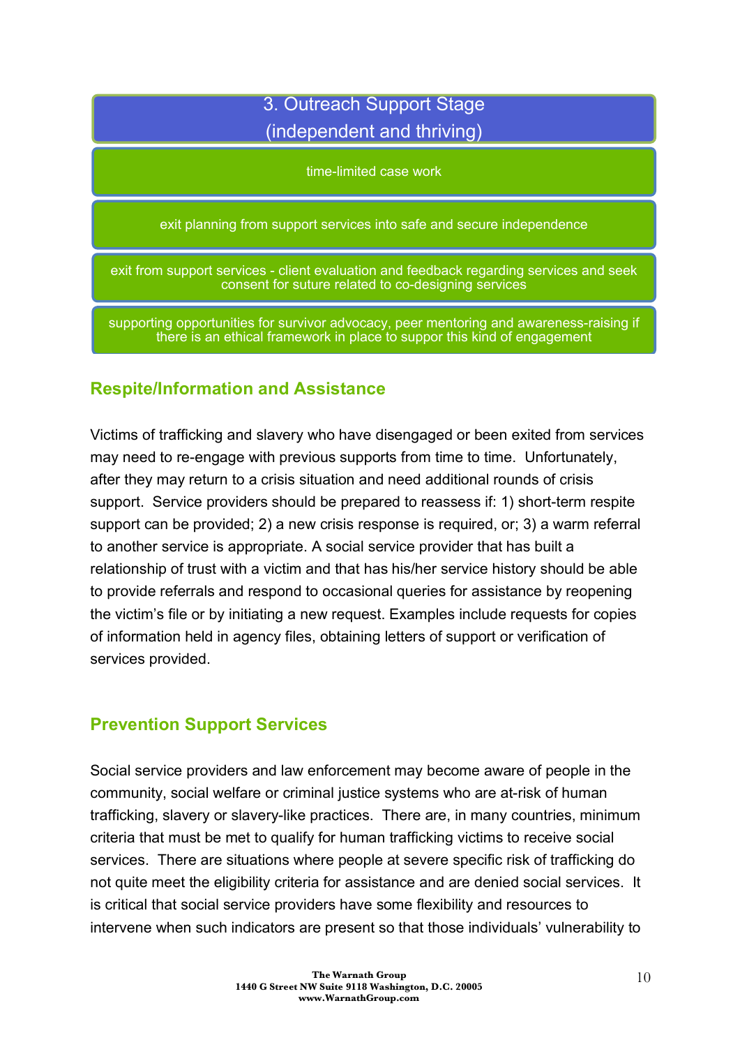3. Outreach Support Stage
(independent and thriving)

- time-limited case work
- exit planning from support services into safe and secure independence
- exit from support services - client evaluation and feedback regarding services and seek consent for suture related to co-designing services
- supporting opportunities for survivor advocacy, peer mentoring and awareness-raising if there is an ethical framework in place to suppor this kind of engagement

## Respite/Information and Assistance

Victims of trafficking and slavery who have disengaged or been exited from services may need to re-engage with previous supports from time to time. Unfortunately, after they may return to a crisis situation and need additional rounds of crisis support. Service providers should be prepared to reassess if: 1) short-term respite support can be provided; 2) a new crisis response is required, or; 3) a warm referral to another service is appropriate. A social service provider that has built a relationship of trust with a victim and that has his/her service history should be able to provide referrals and respond to occasional queries for assistance by reopening the victim's file or by initiating a new request. Examples include requests for copies of information held in agency files, obtaining letters of support or verification of services provided.

## Prevention Support Services

Social service providers and law enforcement may become aware of people in the community, social welfare or criminal justice systems who are at-risk of human trafficking, slavery or slavery-like practices. There are, in many countries, minimum criteria that must be met to qualify for human trafficking victims to receive social services. There are situations where people at severe specific risk of trafficking do not quite meet the eligibility criteria for assistance and are denied social services. It is critical that social service providers have some flexibility and resources to intervene when such indicators are present so that those individuals' vulnerability to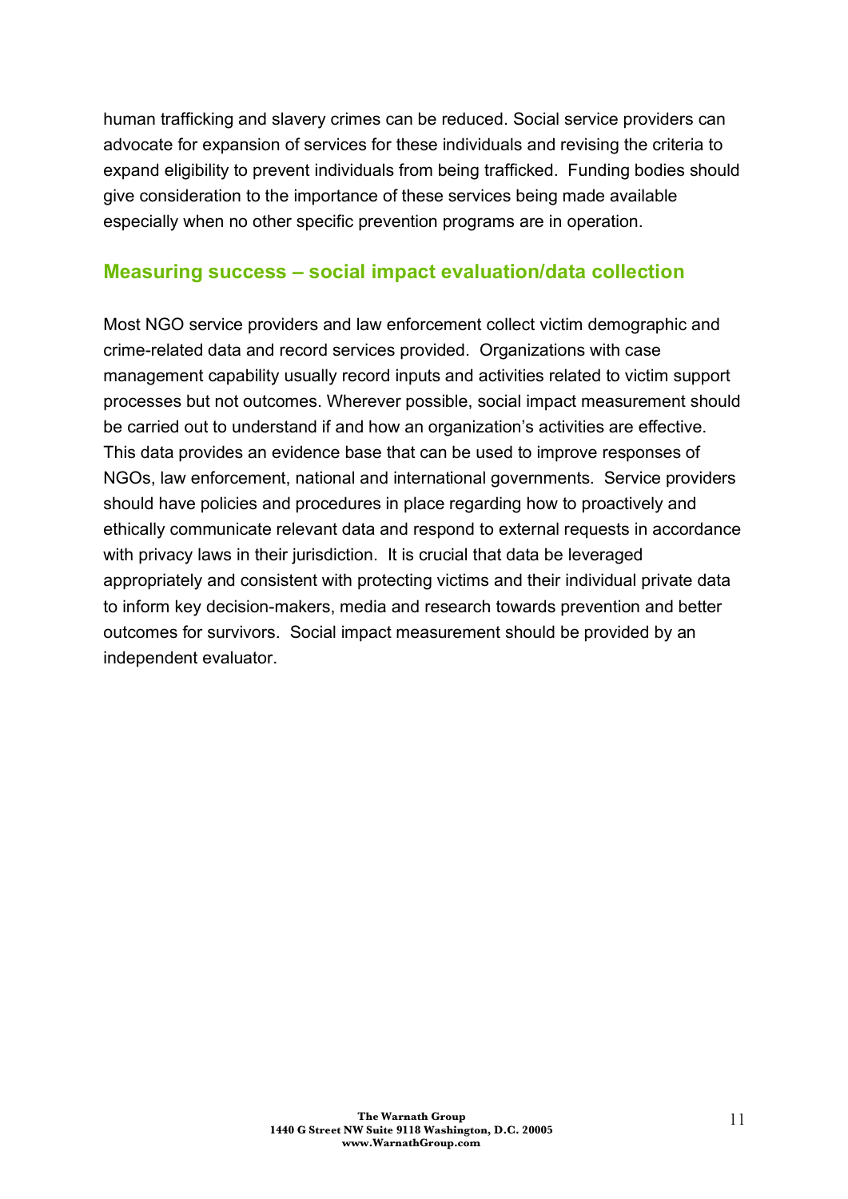human trafficking and slavery crimes can be reduced. Social service providers can advocate for expansion of services for these individuals and revising the criteria to expand eligibility to prevent individuals from being trafficked. Funding bodies should give consideration to the importance of these services being made available especially when no other specific prevention programs are in operation.

## Measuring success – social impact evaluation/data collection

Most NGO service providers and law enforcement collect victim demographic and crime-related data and record services provided. Organizations with case management capability usually record inputs and activities related to victim support processes but not outcomes. Wherever possible, social impact measurement should be carried out to understand if and how an organization's activities are effective. This data provides an evidence base that can be used to improve responses of NGOs, law enforcement, national and international governments. Service providers should have policies and procedures in place regarding how to proactively and ethically communicate relevant data and respond to external requests in accordance with privacy laws in their jurisdiction. It is crucial that data be leveraged appropriately and consistent with protecting victims and their individual private data to inform key decision-makers, media and research towards prevention and better outcomes for survivors. Social impact measurement should be provided by an independent evaluator.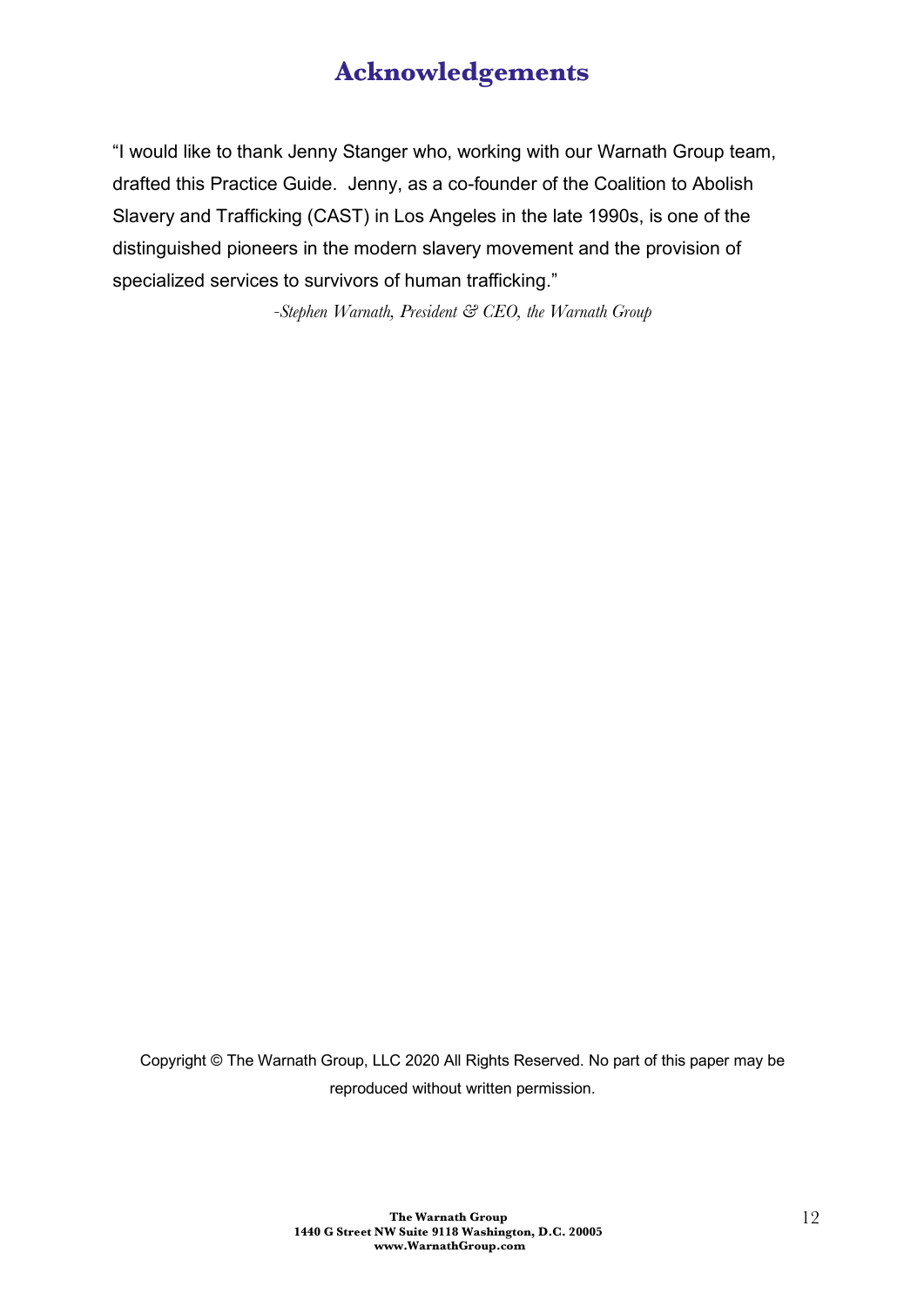# Acknowledgements

"I would like to thank Jenny Stanger who, working with our Warnath Group team, drafted this Practice Guide. Jenny, as a co-founder of the Coalition to Abolish Slavery and Trafficking (CAST) in Los Angeles in the late 1990s, is one of the distinguished pioneers in the modern slavery movement and the provision of specialized services to survivors of human trafficking."

*-Stephen Warnath, President & CEO, the Warnath Group*

Copyright © The Warnath Group, LLC 2020 All Rights Reserved. No part of this paper may be reproduced without written permission.